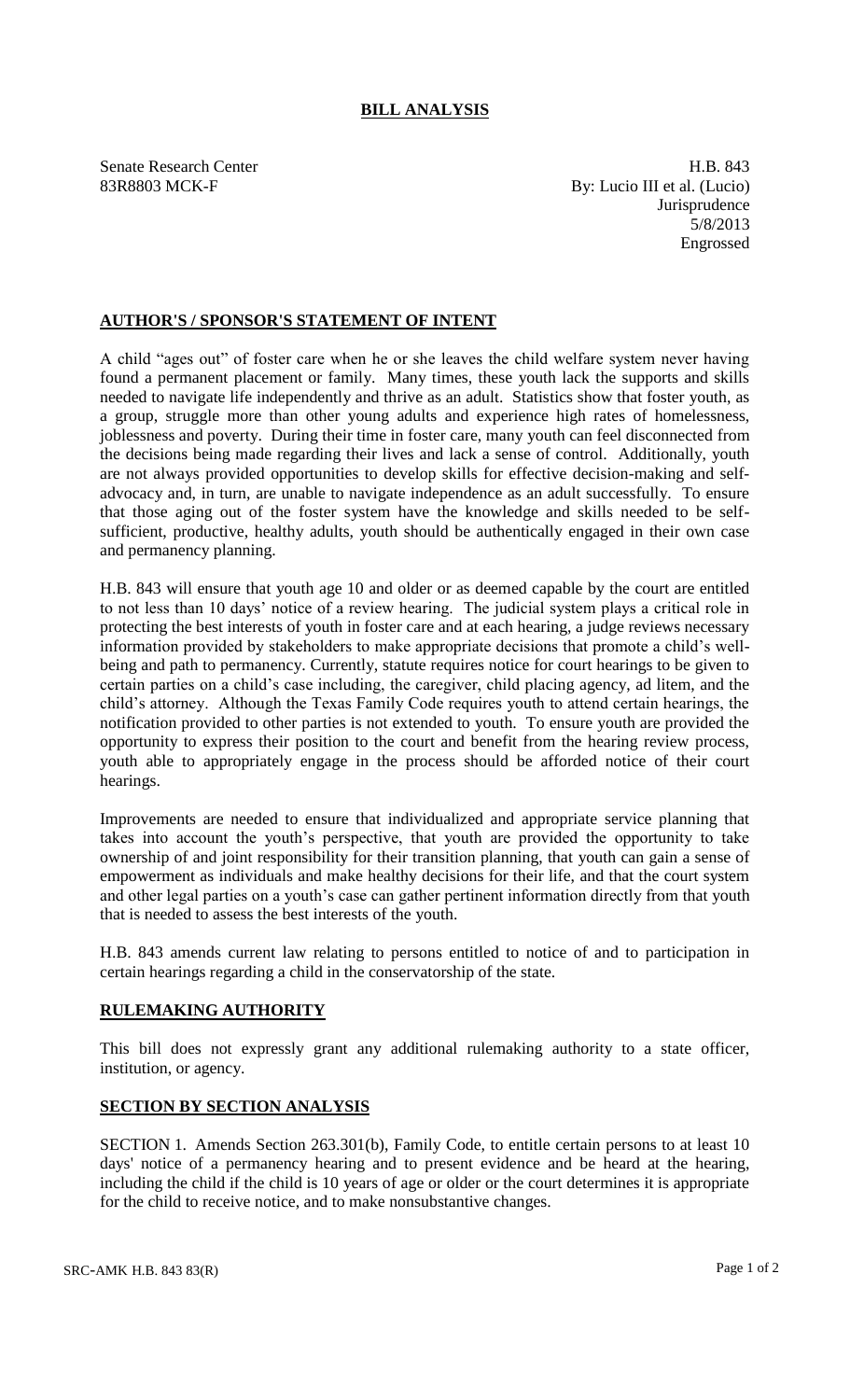# BILL ANALYSIS

Senate Research Center
83R8803 MCK-F

H.B. 843
By: Lucio III et al. (Lucio)
Jurisprudence
5/8/2013
Engrossed

## AUTHOR'S / SPONSOR'S STATEMENT OF INTENT

A child "ages out" of foster care when he or she leaves the child welfare system never having found a permanent placement or family. Many times, these youth lack the supports and skills needed to navigate life independently and thrive as an adult. Statistics show that foster youth, as a group, struggle more than other young adults and experience high rates of homelessness, joblessness and poverty. During their time in foster care, many youth can feel disconnected from the decisions being made regarding their lives and lack a sense of control. Additionally, youth are not always provided opportunities to develop skills for effective decision-making and self-advocacy and, in turn, are unable to navigate independence as an adult successfully. To ensure that those aging out of the foster system have the knowledge and skills needed to be self-sufficient, productive, healthy adults, youth should be authentically engaged in their own case and permanency planning.

H.B. 843 will ensure that youth age 10 and older or as deemed capable by the court are entitled to not less than 10 days' notice of a review hearing. The judicial system plays a critical role in protecting the best interests of youth in foster care and at each hearing, a judge reviews necessary information provided by stakeholders to make appropriate decisions that promote a child's well-being and path to permanency. Currently, statute requires notice for court hearings to be given to certain parties on a child's case including, the caregiver, child placing agency, ad litem, and the child's attorney. Although the Texas Family Code requires youth to attend certain hearings, the notification provided to other parties is not extended to youth. To ensure youth are provided the opportunity to express their position to the court and benefit from the hearing review process, youth able to appropriately engage in the process should be afforded notice of their court hearings.

Improvements are needed to ensure that individualized and appropriate service planning that takes into account the youth's perspective, that youth are provided the opportunity to take ownership of and joint responsibility for their transition planning, that youth can gain a sense of empowerment as individuals and make healthy decisions for their life, and that the court system and other legal parties on a youth's case can gather pertinent information directly from that youth that is needed to assess the best interests of the youth.

H.B. 843 amends current law relating to persons entitled to notice of and to participation in certain hearings regarding a child in the conservatorship of the state.

## RULEMAKING AUTHORITY

This bill does not expressly grant any additional rulemaking authority to a state officer, institution, or agency.

## SECTION BY SECTION ANALYSIS

SECTION 1. Amends Section 263.301(b), Family Code, to entitle certain persons to at least 10 days' notice of a permanency hearing and to present evidence and be heard at the hearing, including the child if the child is 10 years of age or older or the court determines it is appropriate for the child to receive notice, and to make nonsubstantive changes.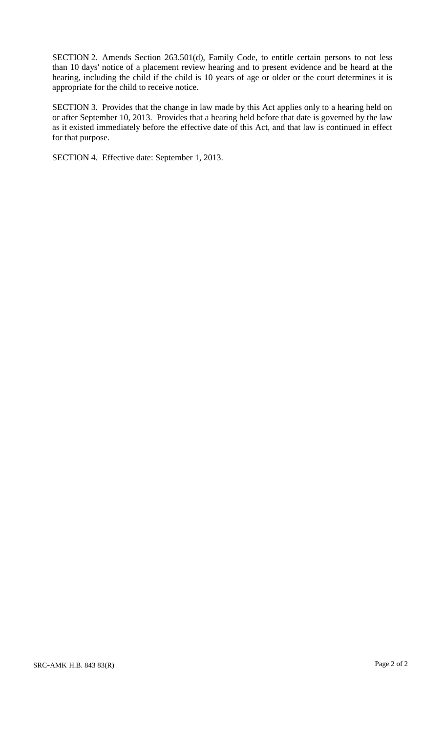SECTION 2. Amends Section 263.501(d), Family Code, to entitle certain persons to not less than 10 days' notice of a placement review hearing and to present evidence and be heard at the hearing, including the child if the child is 10 years of age or older or the court determines it is appropriate for the child to receive notice.

SECTION 3. Provides that the change in law made by this Act applies only to a hearing held on or after September 10, 2013. Provides that a hearing held before that date is governed by the law as it existed immediately before the effective date of this Act, and that law is continued in effect for that purpose.

SECTION 4. Effective date: September 1, 2013.

SRC-AMK H.B. 843 83(R)